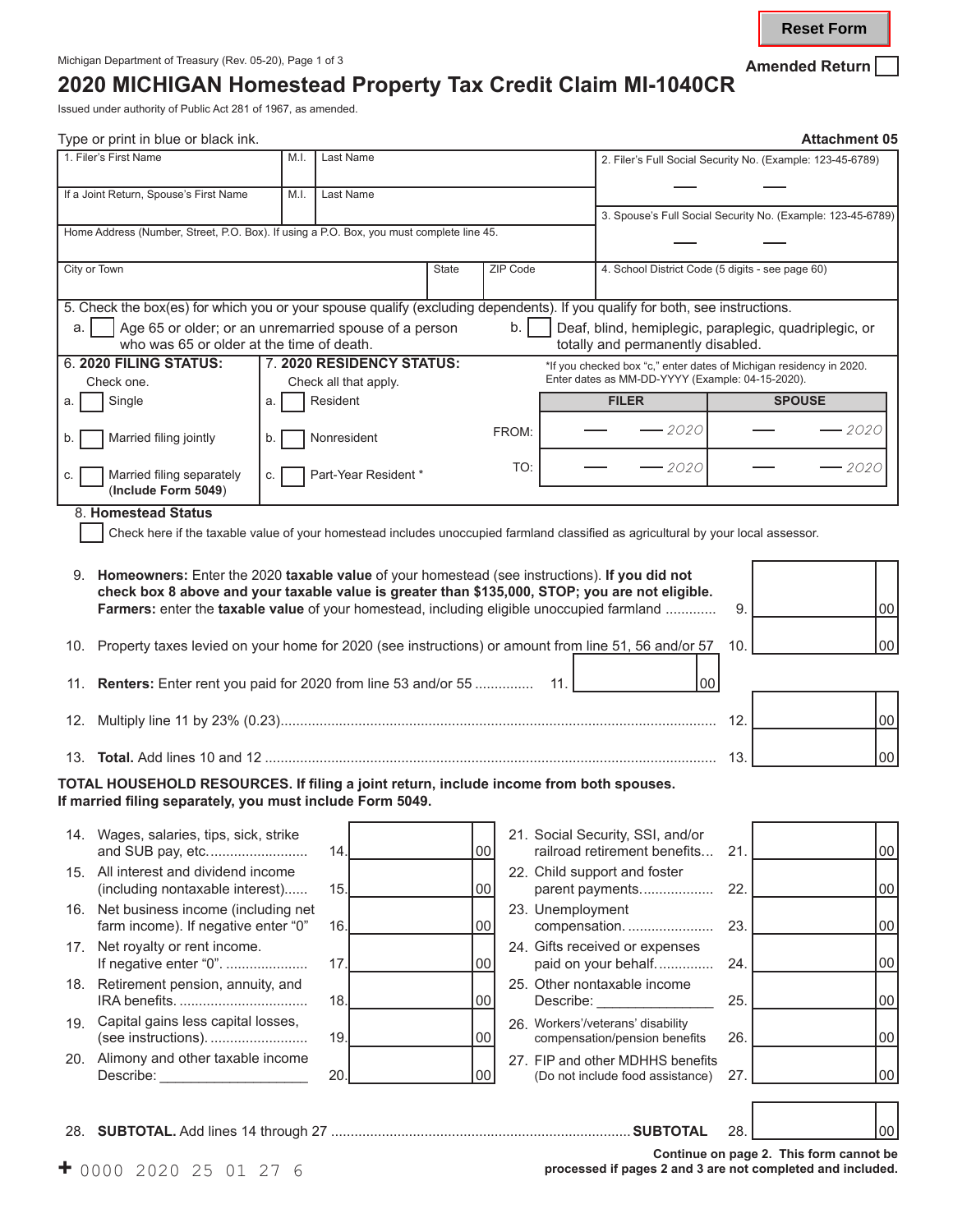Reset Form

Michigan Department of Treasury (Rev. 05-20), Page 1 of 3

Amended Return ☐

# 2020 MICHIGAN Homestead Property Tax Credit Claim MI-1040CR

Issued under authority of Public Act 281 of 1967, as amended.

Type or print in blue or black ink.

**Attachment 05**

| 1. Filer's First Name | M.I. | Last Name | 2. Filer's Full Social Security No. (Example: 123-45-6789) |
|---|---|---|---|
| If a Joint Return, Spouse's First Name | M.I. | Last Name | 3. Spouse's Full Social Security No. (Example: 123-45-6789) |
| Home Address (Number, Street, P.O. Box). If using a P.O. Box, you must complete line 45. | | | |
| City or Town | State | ZIP Code | 4. School District Code (5 digits - see page 60) |

5. Check the box(es) for which you or your spouse qualify (excluding dependents). If you qualify for both, see instructions.

a. ☐ Age 65 or older; or an unremarried spouse of a person who was 65 or older at the time of death.

b. ☐ Deaf, blind, hemiplegic, paraplegic, quadriplegic, or totally and permanently disabled.

**6. 2020 FILING STATUS:** Check one.

a. ☐ Single

b. ☐ Married filing jointly

c. ☐ Married filing separately (**Include Form 5049**)

**7. 2020 RESIDENCY STATUS:** Check all that apply.

a. ☐ Resident

b. ☐ Nonresident

c. ☐ Part-Year Resident *

*If you checked box "c," enter dates of Michigan residency in 2020. Enter dates as MM-DD-YYYY (Example: 04-15-2020).

| | FILER | SPOUSE |
|---|---|---|
| FROM: | — — 2020 | — — 2020 |
| TO: | — — 2020 | — — 2020 |

8. **Homestead Status**

☐ Check here if the taxable value of your homestead includes unoccupied farmland classified as agricultural by your local assessor.

9. **Homeowners:** Enter the 2020 **taxable value** of your homestead (see instructions). **If you did not check box 8 above and your taxable value is greater than $135,000, STOP; you are not eligible. Farmers:** enter the **taxable value** of your homestead, including eligible unoccupied farmland ............ 9. ______ 00

10. Property taxes levied on your home for 2020 (see instructions) or amount from line 51, 56 and/or 57 10. ______ 00

11. **Renters:** Enter rent you paid for 2020 from line 53 and/or 55 .............. 11. ______ 00

12. Multiply line 11 by 23% (0.23)............................................................................................... 12. ______ 00

13. **Total.** Add lines 10 and 12 ................................................................................................... 13. ______ 00

**TOTAL HOUSEHOLD RESOURCES. If filing a joint return, include income from both spouses. If married filing separately, you must include Form 5049.**

| Line | Description | Amount | Line | Description | Amount |
|---|---|---|---|---|---|
| 14. | Wages, salaries, tips, sick, strike and SUB pay, etc. | 00 | 21. | Social Security, SSI, and/or railroad retirement benefits | 00 |
| 15. | All interest and dividend income (including nontaxable interest) | 00 | 22. | Child support and foster parent payments | 00 |
| 16. | Net business income (including net farm income). If negative enter "0" | 00 | 23. | Unemployment compensation. | 00 |
| 17. | Net royalty or rent income. If negative enter "0". | 00 | 24. | Gifts received or expenses paid on your behalf. | 00 |
| 18. | Retirement pension, annuity, and IRA benefits. | 00 | 25. | Other nontaxable income Describe: ______________ | 00 |
| 19. | Capital gains less capital losses, (see instructions). | 00 | 26. | Workers'/veterans' disability compensation/pension benefits | 00 |
| 20. | Alimony and other taxable income Describe: ___________________ | 00 | 27. | FIP and other MDHHS benefits (Do not include food assistance) | 00 |

28. **SUBTOTAL.** Add lines 14 through 27 ............................................................................ **SUBTOTAL** 28. ______ 00

**Continue on page 2. This form cannot be processed if pages 2 and 3 are not completed and included.**

+ 0000 2020 25 01 27 6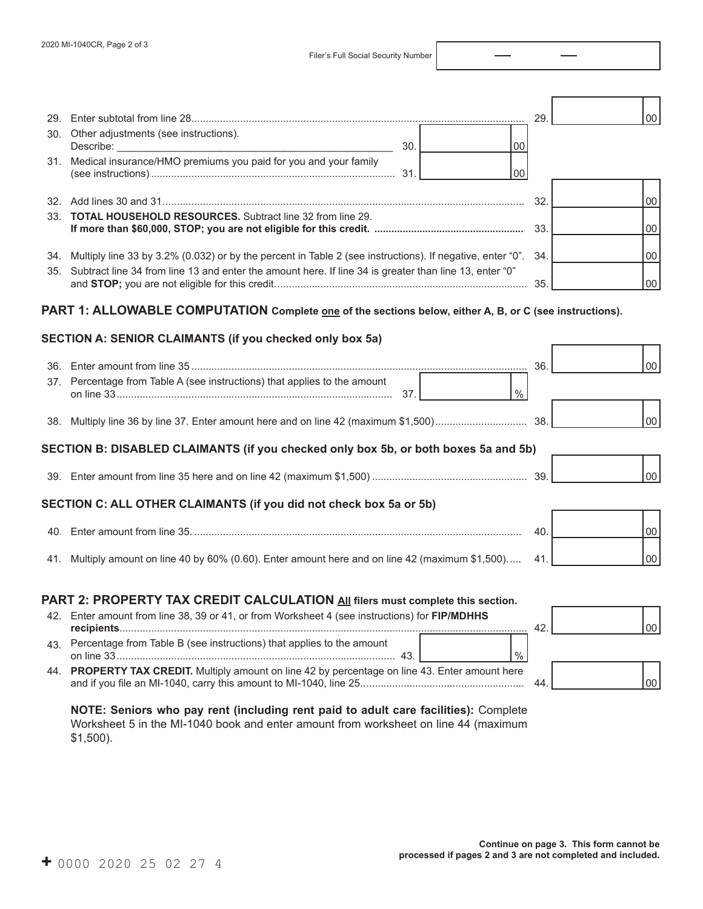Filer's Full Social Security Number

29. Enter subtotal from line 28 ............ 29. ______ 00

30. Other adjustments (see instructions). Describe: ______________________ 30. ______ 00

31. Medical insurance/HMO premiums you paid for you and your family (see instructions) ............ 31. ______ 00

32. Add lines 30 and 31 ............ 32. ______ 00

33. **TOTAL HOUSEHOLD RESOURCES.** Subtract line 32 from line 29. **If more than $60,000, STOP; you are not eligible for this credit.** ............ 33. ______ 00

34. Multiply line 33 by 3.2% (0.032) or by the percent in Table 2 (see instructions). If negative, enter "0". 34. ______ 00

35. Subtract line 34 from line 13 and enter the amount here. If line 34 is greater than line 13, enter "0" and **STOP;** you are not eligible for this credit. ............ 35. ______ 00

## PART 1: ALLOWABLE COMPUTATION Complete one of the sections below, either A, B, or C (see instructions).

### SECTION A: SENIOR CLAIMANTS (if you checked only box 5a)

36. Enter amount from line 35 ............ 36. ______ 00

37. Percentage from Table A (see instructions) that applies to the amount on line 33 ............ 37. ______ %

38. Multiply line 36 by line 37. Enter amount here and on line 42 (maximum $1,500) ............ 38. ______ 00

### SECTION B: DISABLED CLAIMANTS (if you checked only box 5b, or both boxes 5a and 5b)

39. Enter amount from line 35 here and on line 42 (maximum $1,500) ............ 39. ______ 00

### SECTION C: ALL OTHER CLAIMANTS (if you did not check box 5a or 5b)

40. Enter amount from line 35. ............ 40. ______ 00

41. Multiply amount on line 40 by 60% (0.60). Enter amount here and on line 42 (maximum $1,500). ............ 41. ______ 00

## PART 2: PROPERTY TAX CREDIT CALCULATION All filers must complete this section.

42. Enter amount from line 38, 39 or 41, or from Worksheet 4 (see instructions) for **FIP/MDHHS recipients** ............ 42. ______ 00

43. Percentage from Table B (see instructions) that applies to the amount on line 33 ............ 43. ______ %

44. **PROPERTY TAX CREDIT.** Multiply amount on line 42 by percentage on line 43. Enter amount here and if you file an MI-1040, carry this amount to MI-1040, line 25. ............ 44. ______ 00

**NOTE: Seniors who pay rent (including rent paid to adult care facilities):** Complete Worksheet 5 in the MI-1040 book and enter amount from worksheet on line 44 (maximum $1,500).

**Continue on page 3. This form cannot be processed if pages 2 and 3 are not completed and included.**

+ 0000 2020 25 02 27 4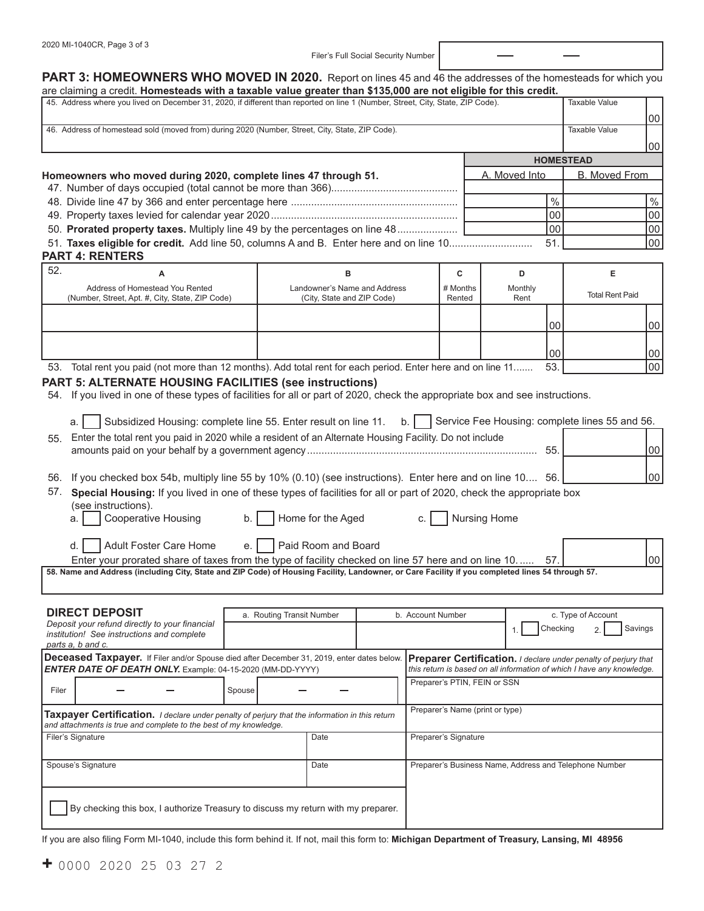Filer's Full Social Security Number

## PART 3: HOMEOWNERS WHO MOVED IN 2020.

Report on lines 45 and 46 the addresses of the homesteads for which you are claiming a credit. **Homesteads with a taxable value greater than $135,000 are not eligible for this credit.**

| | Taxable Value |
|---|---|
| 45. Address where you lived on December 31, 2020, if different than reported on line 1 (Number, Street, City, State, ZIP Code). | 00 |
| 46. Address of homestead sold (moved from) during 2020 (Number, Street, City, State, ZIP Code). | 00 |

**Homeowners who moved during 2020, complete lines 47 through 51.**

| | HOMESTEAD A. Moved Into | HOMESTEAD B. Moved From |
|---|---|---|
| 47. Number of days occupied (total cannot be more than 366) | | |
| 48. Divide line 47 by 366 and enter percentage here | % | % |
| 49. Property taxes levied for calendar year 2020 | 00 | 00 |
| 50. **Prorated property taxes.** Multiply line 49 by the percentages on line 48 | 00 | 00 |
| 51. **Taxes eligible for credit.** Add line 50, columns A and B. Enter here and on line 10 | 51. | 00 |

## PART 4: RENTERS

| 52. A Address of Homestead You Rented (Number, Street, Apt. #, City, State, ZIP Code) | B Landowner's Name and Address (City, State and ZIP Code) | C # Months Rented | D Monthly Rent | E Total Rent Paid |
|---|---|---|---|---|
| | | | 00 | 00 |
| | | | 00 | 00 |

53. Total rent you paid (not more than 12 months). Add total rent for each period. Enter here and on line 11 ....... 53. ______ 00

## PART 5: ALTERNATE HOUSING FACILITIES (see instructions)

54. If you lived in one of these types of facilities for all or part of 2020, check the appropriate box and see instructions.

a. ☐ Subsidized Housing: complete line 55. Enter result on line 11. b. ☐ Service Fee Housing: complete lines 55 and 56.

55. Enter the total rent you paid in 2020 while a resident of an Alternate Housing Facility. Do not include amounts paid on your behalf by a government agency ....... 55. ______ 00

56. If you checked box 54b, multiply line 55 by 10% (0.10) (see instructions). Enter here and on line 10.... 56. ______ 00

57. **Special Housing:** If you lived in one of these types of facilities for all or part of 2020, check the appropriate box (see instructions).

a. ☐ Cooperative Housing b. ☐ Home for the Aged c. ☐ Nursing Home

d. ☐ Adult Foster Care Home e. ☐ Paid Room and Board

Enter your prorated share of taxes from the type of facility checked on line 57 here and on line 10...... 57. ______ 00

**58. Name and Address (including City, State and ZIP Code) of Housing Facility, Landowner, or Care Facility if you completed lines 54 through 57.**

## DIRECT DEPOSIT

*Deposit your refund directly to your financial institution! See instructions and complete parts a, b and c.*

| a. Routing Transit Number | b. Account Number | c. Type of Account |
|---|---|---|
| | | 1. ☐ Checking 2. ☐ Savings |

**Deceased Taxpayer.** If Filer and/or Spouse died after December 31, 2019, enter dates below. ***ENTER DATE OF DEATH ONLY.*** Example: 04-15-2020 (MM-DD-YYYY)

Filer ___ — ___ — ___ Spouse ___ — ___ — ___

**Taxpayer Certification.** *I declare under penalty of perjury that the information in this return and attachments is true and complete to the best of my knowledge.*

| Filer's Signature | Date |
|---|---|
| Spouse's Signature | Date |

☐ By checking this box, I authorize Treasury to discuss my return with my preparer.

**Preparer Certification.** *I declare under penalty of perjury that this return is based on all information of which I have any knowledge.*

Preparer's PTIN, FEIN or SSN

Preparer's Name (print or type)

Preparer's Signature

Preparer's Business Name, Address and Telephone Number

If you are also filing Form MI-1040, include this form behind it. If not, mail this form to: **Michigan Department of Treasury, Lansing, MI 48956**

+ 0000 2020 25 03 27 2